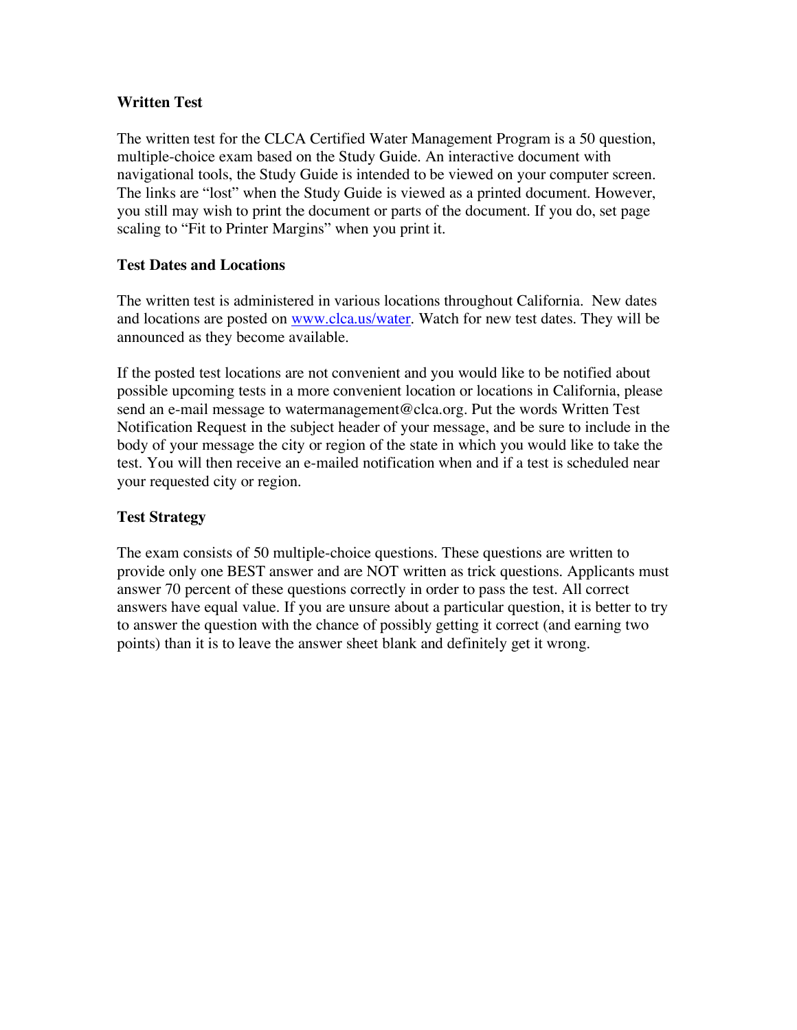## Written Test

The written test for the CLCA Certified Water Management Program is a 50 question, multiple-choice exam based on the Study Guide. An interactive document with navigational tools, the Study Guide is intended to be viewed on your computer screen. The links are "lost" when the Study Guide is viewed as a printed document. However, you still may wish to print the document or parts of the document. If you do, set page scaling to "Fit to Printer Margins" when you print it.

## Test Dates and Locations

The written test is administered in various locations throughout California. New dates and locations are posted on [www.clca.us/water](www.clca.us/water). Watch for new test dates. They will be announced as they become available.

If the posted test locations are not convenient and you would like to be notified about possible upcoming tests in a more convenient location or locations in California, please send an e-mail message to watermanagement@clca.org. Put the words Written Test Notification Request in the subject header of your message, and be sure to include in the body of your message the city or region of the state in which you would like to take the test. You will then receive an e-mailed notification when and if a test is scheduled near your requested city or region.

## Test Strategy

The exam consists of 50 multiple-choice questions. These questions are written to provide only one BEST answer and are NOT written as trick questions. Applicants must answer 70 percent of these questions correctly in order to pass the test. All correct answers have equal value. If you are unsure about a particular question, it is better to try to answer the question with the chance of possibly getting it correct (and earning two points) than it is to leave the answer sheet blank and definitely get it wrong.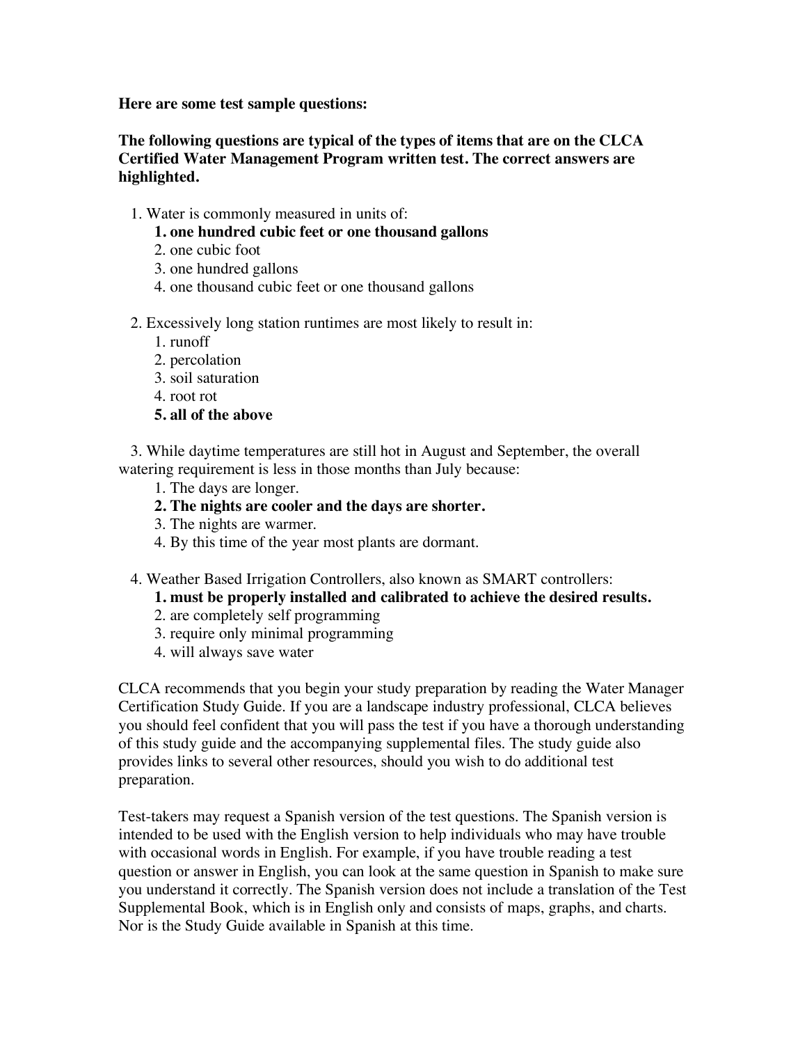**Here are some test sample questions:**

**The following questions are typical of the types of items that are on the CLCA Certified Water Management Program written test. The correct answers are highlighted.**

1. Water is commonly measured in units of:
    1. **one hundred cubic feet or one thousand gallons**
    2. one cubic foot
    3. one hundred gallons
    4. one thousand cubic feet or one thousand gallons

2. Excessively long station runtimes are most likely to result in:
    1. runoff
    2. percolation
    3. soil saturation
    4. root rot
    5. **all of the above**

3. While daytime temperatures are still hot in August and September, the overall watering requirement is less in those months than July because:
    1. The days are longer.
    2. **The nights are cooler and the days are shorter.**
    3. The nights are warmer.
    4. By this time of the year most plants are dormant.

4. Weather Based Irrigation Controllers, also known as SMART controllers:
    1. **must be properly installed and calibrated to achieve the desired results.**
    2. are completely self programming
    3. require only minimal programming
    4. will always save water

CLCA recommends that you begin your study preparation by reading the Water Manager Certification Study Guide. If you are a landscape industry professional, CLCA believes you should feel confident that you will pass the test if you have a thorough understanding of this study guide and the accompanying supplemental files. The study guide also provides links to several other resources, should you wish to do additional test preparation.

Test-takers may request a Spanish version of the test questions. The Spanish version is intended to be used with the English version to help individuals who may have trouble with occasional words in English. For example, if you have trouble reading a test question or answer in English, you can look at the same question in Spanish to make sure you understand it correctly. The Spanish version does not include a translation of the Test Supplemental Book, which is in English only and consists of maps, graphs, and charts. Nor is the Study Guide available in Spanish at this time.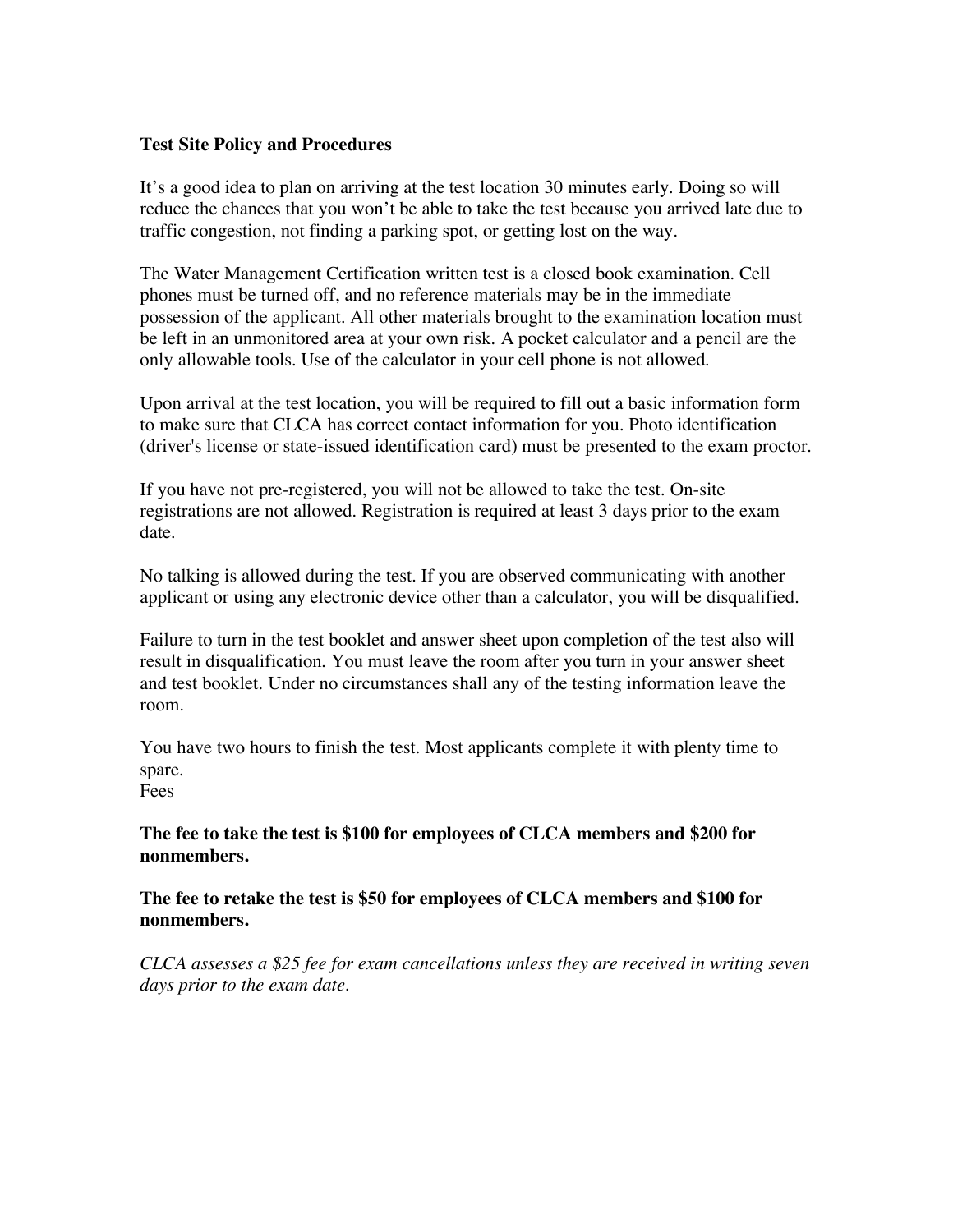**Test Site Policy and Procedures**

It's a good idea to plan on arriving at the test location 30 minutes early. Doing so will reduce the chances that you won't be able to take the test because you arrived late due to traffic congestion, not finding a parking spot, or getting lost on the way.

The Water Management Certification written test is a closed book examination. Cell phones must be turned off, and no reference materials may be in the immediate possession of the applicant. All other materials brought to the examination location must be left in an unmonitored area at your own risk. A pocket calculator and a pencil are the only allowable tools. Use of the calculator in your cell phone is not allowed.

Upon arrival at the test location, you will be required to fill out a basic information form to make sure that CLCA has correct contact information for you. Photo identification (driver's license or state-issued identification card) must be presented to the exam proctor.

If you have not pre-registered, you will not be allowed to take the test. On-site registrations are not allowed. Registration is required at least 3 days prior to the exam date.

No talking is allowed during the test. If you are observed communicating with another applicant or using any electronic device other than a calculator, you will be disqualified.

Failure to turn in the test booklet and answer sheet upon completion of the test also will result in disqualification. You must leave the room after you turn in your answer sheet and test booklet. Under no circumstances shall any of the testing information leave the room.

You have two hours to finish the test. Most applicants complete it with plenty time to spare.
Fees

**The fee to take the test is $100 for employees of CLCA members and $200 for nonmembers.**

**The fee to retake the test is $50 for employees of CLCA members and $100 for nonmembers.**

*CLCA assesses a $25 fee for exam cancellations unless they are received in writing seven days prior to the exam date.*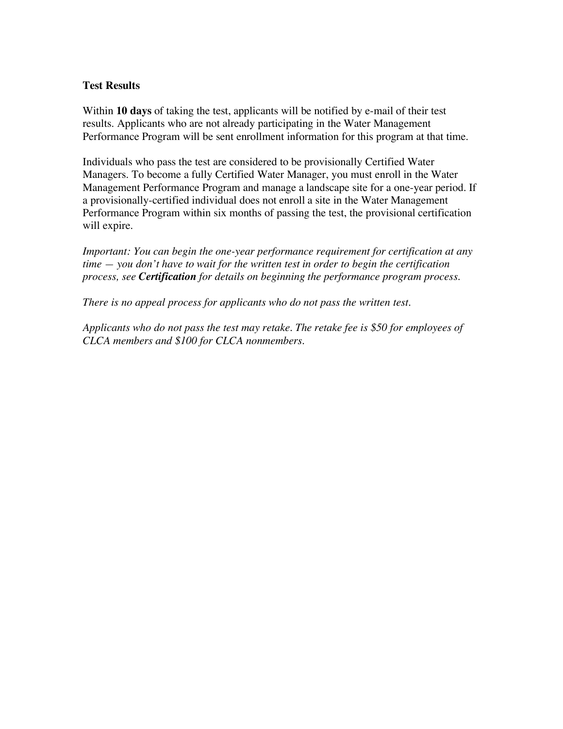**Test Results**

Within **10 days** of taking the test, applicants will be notified by e-mail of their test results. Applicants who are not already participating in the Water Management Performance Program will be sent enrollment information for this program at that time.

Individuals who pass the test are considered to be provisionally Certified Water Managers. To become a fully Certified Water Manager, you must enroll in the Water Management Performance Program and manage a landscape site for a one-year period. If a provisionally-certified individual does not enroll a site in the Water Management Performance Program within six months of passing the test, the provisional certification will expire.

*Important: You can begin the one-year performance requirement for certification at any time — you don't have to wait for the written test in order to begin the certification process, see **Certification** for details on beginning the performance program process.*

*There is no appeal process for applicants who do not pass the written test.*

*Applicants who do not pass the test may retake. The retake fee is $50 for employees of CLCA members and $100 for CLCA nonmembers.*